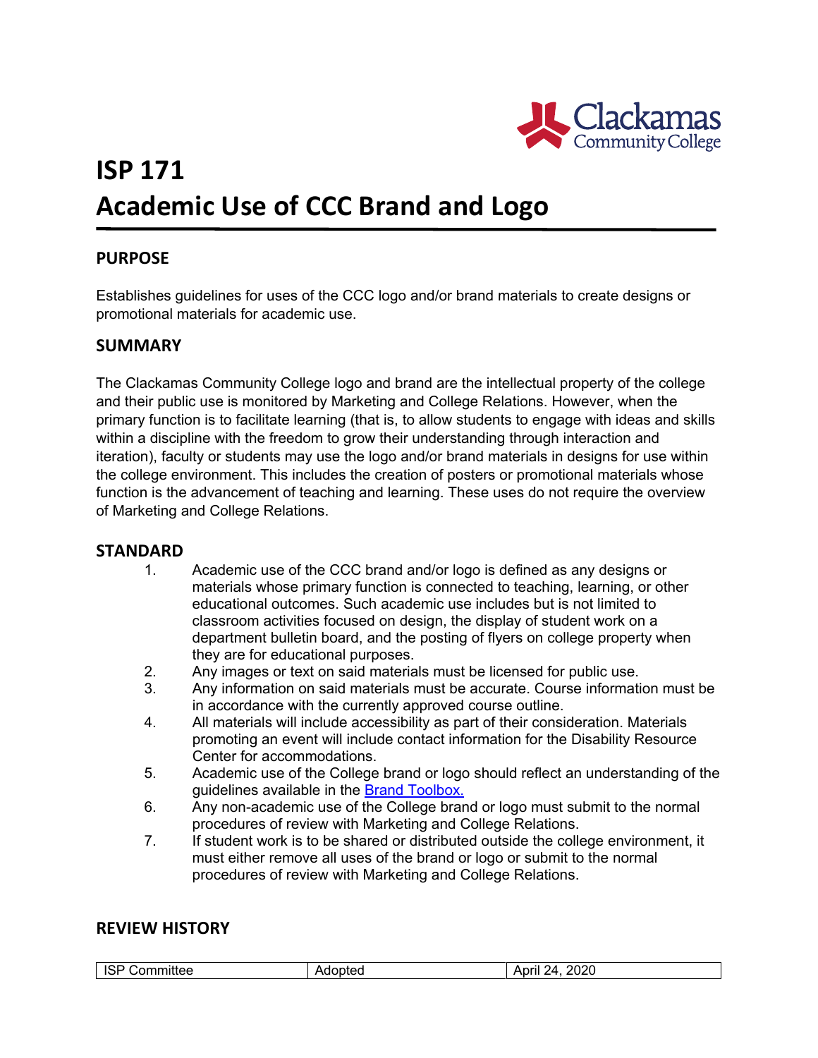# ISP 171
# Academic Use of CCC Brand and Logo

## PURPOSE

Establishes guidelines for uses of the CCC logo and/or brand materials to create designs or promotional materials for academic use.

## SUMMARY

The Clackamas Community College logo and brand are the intellectual property of the college and their public use is monitored by Marketing and College Relations. However, when the primary function is to facilitate learning (that is, to allow students to engage with ideas and skills within a discipline with the freedom to grow their understanding through interaction and iteration), faculty or students may use the logo and/or brand materials in designs for use within the college environment. This includes the creation of posters or promotional materials whose function is the advancement of teaching and learning. These uses do not require the overview of Marketing and College Relations.

## STANDARD

1. Academic use of the CCC brand and/or logo is defined as any designs or materials whose primary function is connected to teaching, learning, or other educational outcomes. Such academic use includes but is not limited to classroom activities focused on design, the display of student work on a department bulletin board, and the posting of flyers on college property when they are for educational purposes.
2. Any images or text on said materials must be licensed for public use.
3. Any information on said materials must be accurate. Course information must be in accordance with the currently approved course outline.
4. All materials will include accessibility as part of their consideration. Materials promoting an event will include contact information for the Disability Resource Center for accommodations.
5. Academic use of the College brand or logo should reflect an understanding of the guidelines available in the Brand Toolbox.
6. Any non-academic use of the College brand or logo must submit to the normal procedures of review with Marketing and College Relations.
7. If student work is to be shared or distributed outside the college environment, it must either remove all uses of the brand or logo or submit to the normal procedures of review with Marketing and College Relations.

## REVIEW HISTORY

| ISP Committee | Adopted | April 24, 2020 |
|---|---|---|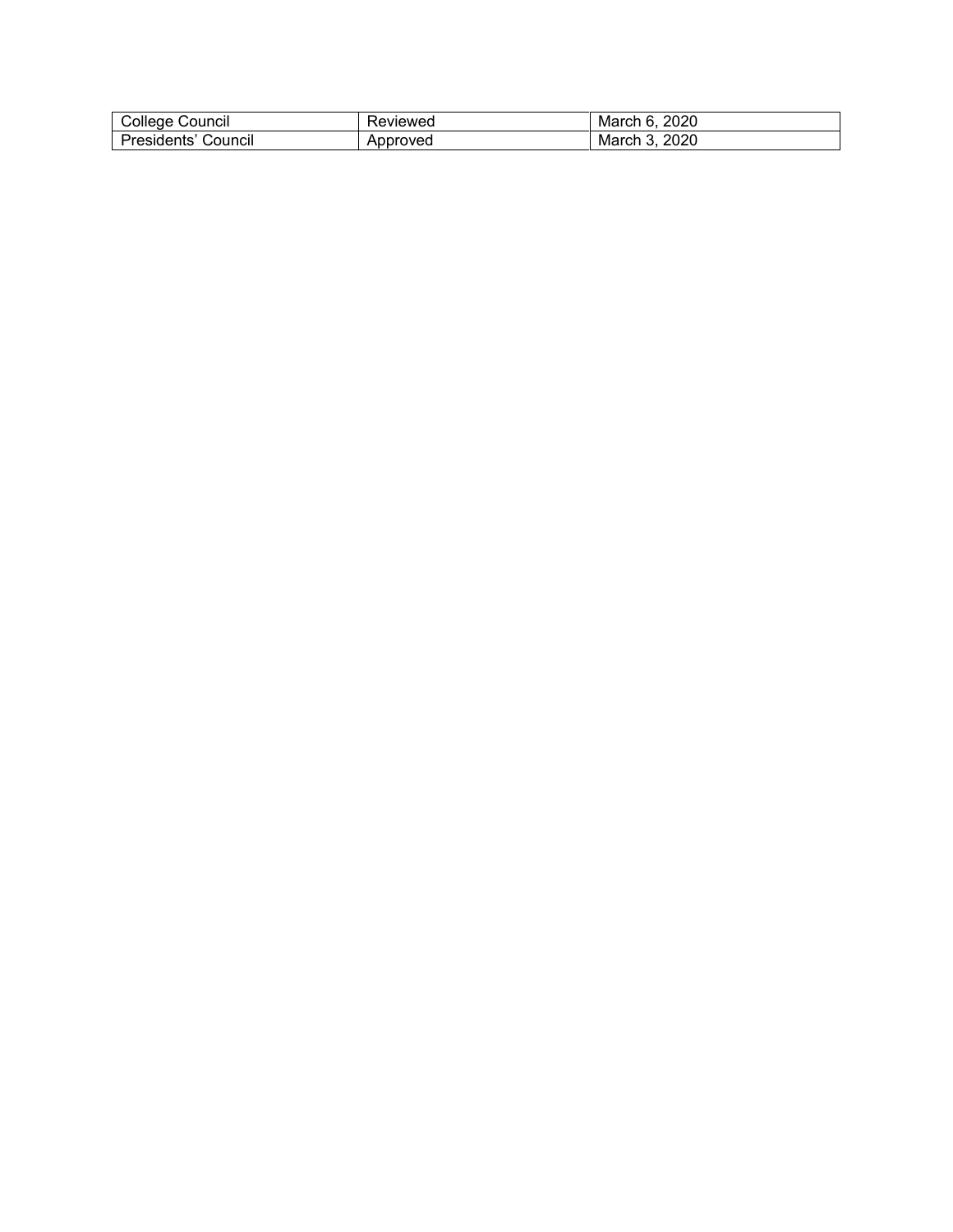| | | |
|---|---|---|
| College Council | Reviewed | March 6, 2020 |
| Presidents' Council | Approved | March 3, 2020 |